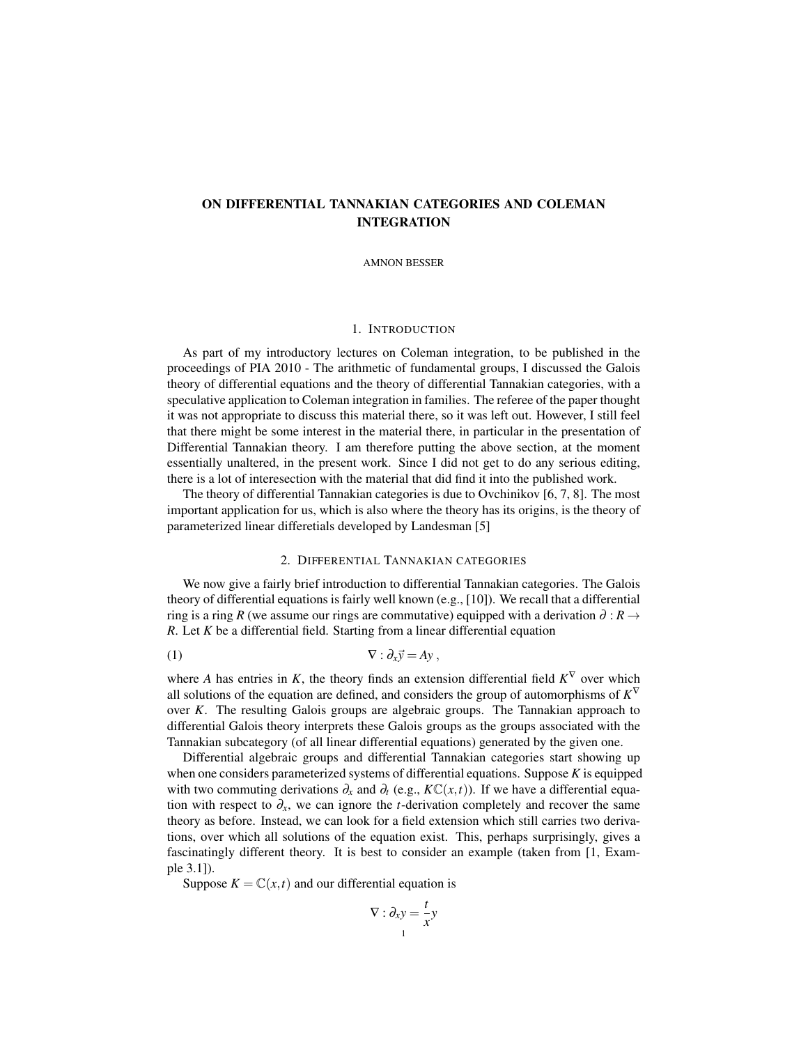# ON DIFFERENTIAL TANNAKIAN CATEGORIES AND COLEMAN INTEGRATION

AMNON BESSER

## 1. INTRODUCTION

As part of my introductory lectures on Coleman integration, to be published in the proceedings of PIA 2010 - The arithmetic of fundamental groups, I discussed the Galois theory of differential equations and the theory of differential Tannakian categories, with a speculative application to Coleman integration in families. The referee of the paper thought it was not appropriate to discuss this material there, so it was left out. However, I still feel that there might be some interest in the material there, in particular in the presentation of Differential Tannakian theory. I am therefore putting the above section, at the moment essentially unaltered, in the present work. Since I did not get to do any serious editing, there is a lot of interesection with the material that did find it into the published work.

The theory of differential Tannakian categories is due to Ovchinikov [6, 7, 8]. The most important application for us, which is also where the theory has its origins, is the theory of parameterized linear differetials developed by Landesman [5]

## 2. DIFFERENTIAL TANNAKIAN CATEGORIES

We now give a fairly brief introduction to differential Tannakian categories. The Galois theory of differential equations is fairly well known (e.g., [10]). We recall that a differential ring is a ring $R$ (we assume our rings are commutative) equipped with a derivation $\partial : R \to R$. Let $K$ be a differential field. Starting from a linear differential equation

$$\nabla : \partial_x \vec{y} = Ay \,, \tag{1}$$

where $A$ has entries in $K$, the theory finds an extension differential field $K^\nabla$ over which all solutions of the equation are defined, and considers the group of automorphisms of $K^\nabla$ over $K$. The resulting Galois groups are algebraic groups. The Tannakian approach to differential Galois theory interprets these Galois groups as the groups associated with the Tannakian subcategory (of all linear differential equations) generated by the given one.

Differential algebraic groups and differential Tannakian categories start showing up when one considers parameterized systems of differential equations. Suppose $K$ is equipped with two commuting derivations $\partial_x$ and $\partial_t$ (e.g., $K\mathbb{C}(x,t)$). If we have a differential equation with respect to $\partial_x$, we can ignore the $t$-derivation completely and recover the same theory as before. Instead, we can look for a field extension which still carries two derivations, over which all solutions of the equation exist. This, perhaps surprisingly, gives a fascinatingly different theory. It is best to consider an example (taken from [1, Example 3.1]).

Suppose $K = \mathbb{C}(x,t)$ and our differential equation is

$$\nabla : \partial_x y = \frac{t}{x} y$$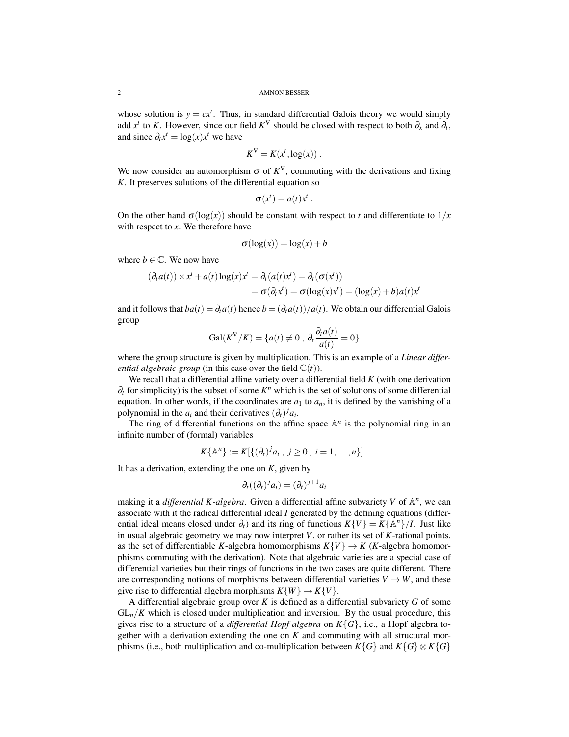whose solution is $y = cx^t$. Thus, in standard differential Galois theory we would simply add $x^t$ to $K$. However, since our field $K^\nabla$ should be closed with respect to both $\partial_x$ and $\partial_t$, and since $\partial_t x^t = \log(x) x^t$ we have

$$K^\nabla = K(x^t, \log(x)) .$$

We now consider an automorphism $\sigma$ of $K^\nabla$, commuting with the derivations and fixing $K$. It preserves solutions of the differential equation so

$$\sigma(x^t) = a(t) x^t .$$

On the other hand $\sigma(\log(x))$ should be constant with respect to $t$ and differentiate to $1/x$ with respect to $x$. We therefore have

$$\sigma(\log(x)) = \log(x) + b$$

where $b \in \mathbb{C}$. We now have

$$\begin{aligned}
(\partial_t a(t)) \times x^t + a(t) \log(x) x^t &= \partial_t (a(t) x^t) = \partial_t(\sigma(x^t)) \\
&= \sigma(\partial_t x^t) = \sigma(\log(x) x^t) = (\log(x) + b) a(t) x^t
\end{aligned}$$

and it follows that $ba(t) = \partial_t a(t)$ hence $b = (\partial_t a(t))/a(t)$. We obtain our differential Galois group

$$\operatorname{Gal}(K^\nabla/K) = \{a(t) \neq 0 \, , \, \partial_t \frac{\partial_t a(t)}{a(t)} = 0\}$$

where the group structure is given by multiplication. This is an example of a *Linear differential algebraic group* (in this case over the field $\mathbb{C}(t)$).

We recall that a differential affine variety over a differential field $K$ (with one derivation $\partial_t$ for simplicity) is the subset of some $K^n$ which is the set of solutions of some differential equation. In other words, if the coordinates are $a_1$ to $a_n$, it is defined by the vanishing of a polynomial in the $a_i$ and their derivatives $(\partial_t)^j a_i$.

The ring of differential functions on the affine space $\mathbb{A}^n$ is the polynomial ring in an infinite number of (formal) variables

$$K\{\mathbb{A}^n\} := K[\{(\partial_t)^j a_i \, , \, j \geq 0 \, , \, i = 1, \ldots, n\}] .$$

It has a derivation, extending the one on $K$, given by

$$\partial_t((\partial_t)^j a_i) = (\partial_t)^{j+1} a_i$$

making it a *differential $K$-algebra*. Given a differential affine subvariety $V$ of $\mathbb{A}^n$, we can associate with it the radical differential ideal $I$ generated by the defining equations (differential ideal means closed under $\partial_t$) and its ring of functions $K\{V\} = K\{\mathbb{A}^n\}/I$. Just like in usual algebraic geometry we may now interpret $V$, or rather its set of $K$-rational points, as the set of differentiable $K$-algebra homomorphisms $K\{V\} \to K$ ($K$-algebra homomorphisms commuting with the derivation). Note that algebraic varieties are a special case of differential varieties but their rings of functions in the two cases are quite different. There are corresponding notions of morphisms between differential varieties $V \to W$, and these give rise to differential algebra morphisms $K\{W\} \to K\{V\}$.

A differential algebraic group over $K$ is defined as a differential subvariety $G$ of some $\mathrm{GL}_n/K$ which is closed under multiplication and inversion. By the usual procedure, this gives rise to a structure of a *differential Hopf algebra* on $K\{G\}$, i.e., a Hopf algebra together with a derivation extending the one on $K$ and commuting with all structural morphisms (i.e., both multiplication and co-multiplication between $K\{G\}$ and $K\{G\} \otimes K\{G\}$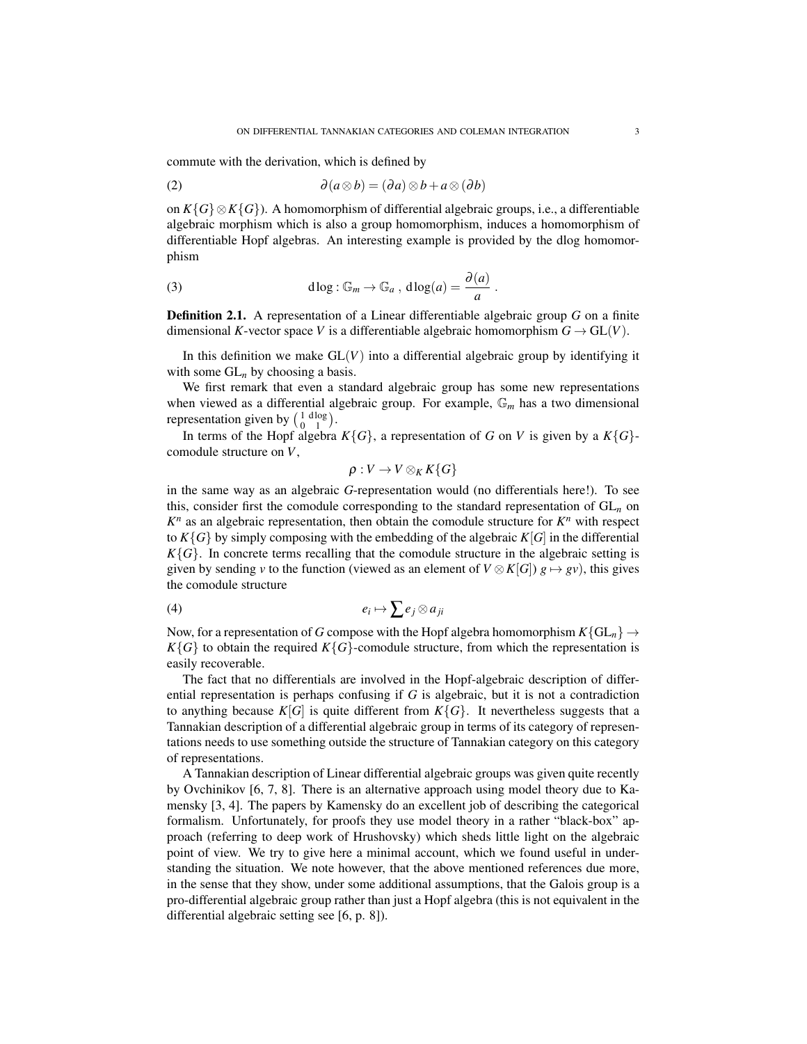commute with the derivation, which is defined by

$$\partial(a \otimes b) = (\partial a) \otimes b + a \otimes (\partial b) \tag{2}$$

on $K\{G\} \otimes K\{G\}$). A homomorphism of differential algebraic groups, i.e., a differentiable algebraic morphism which is also a group homomorphism, induces a homomorphism of differentiable Hopf algebras. An interesting example is provided by the dlog homomorphism

$$\operatorname{dlog} : \mathbb{G}_m \to \mathbb{G}_a \ , \ \operatorname{dlog}(a) = \frac{\partial(a)}{a} \ . \tag{3}$$

**Definition 2.1.** A representation of a Linear differentiable algebraic group $G$ on a finite dimensional $K$-vector space $V$ is a differentiable algebraic homomorphism $G \to \mathrm{GL}(V)$.

In this definition we make $\mathrm{GL}(V)$ into a differential algebraic group by identifying it with some $\mathrm{GL}_n$ by choosing a basis.

We first remark that even a standard algebraic group has some new representations when viewed as a differential algebraic group. For example, $\mathbb{G}_m$ has a two dimensional representation given by $\left(\begin{smallmatrix} 1 & \operatorname{dlog} \\ 0 & 1 \end{smallmatrix}\right)$.

In terms of the Hopf algebra $K\{G\}$, a representation of $G$ on $V$ is given by a $K\{G\}$-comodule structure on $V$,

$$\rho : V \to V \otimes_K K\{G\}$$

in the same way as an algebraic $G$-representation would (no differentials here!). To see this, consider first the comodule corresponding to the standard representation of $\mathrm{GL}_n$ on $K^n$ as an algebraic representation, then obtain the comodule structure for $K^n$ with respect to $K\{G\}$ by simply composing with the embedding of the algebraic $K[G]$ in the differential $K\{G\}$. In concrete terms recalling that the comodule structure in the algebraic setting is given by sending $v$ to the function (viewed as an element of $V \otimes K[G]$) $g \mapsto gv$), this gives the comodule structure

$$e_i \mapsto \sum e_j \otimes a_{ji} \tag{4}$$

Now, for a representation of $G$ compose with the Hopf algebra homomorphism $K\{\mathrm{GL}_n\} \to K\{G\}$ to obtain the required $K\{G\}$-comodule structure, from which the representation is easily recoverable.

The fact that no differentials are involved in the Hopf-algebraic description of differential representation is perhaps confusing if $G$ is algebraic, but it is not a contradiction to anything because $K[G]$ is quite different from $K\{G\}$. It nevertheless suggests that a Tannakian description of a differential algebraic group in terms of its category of representations needs to use something outside the structure of Tannakian category on this category of representations.

A Tannakian description of Linear differential algebraic groups was given quite recently by Ovchinikov [6, 7, 8]. There is an alternative approach using model theory due to Kamensky [3, 4]. The papers by Kamensky do an excellent job of describing the categorical formalism. Unfortunately, for proofs they use model theory in a rather "black-box" approach (referring to deep work of Hrushovsky) which sheds little light on the algebraic point of view. We try to give here a minimal account, which we found useful in understanding the situation. We note however, that the above mentioned references due more, in the sense that they show, under some additional assumptions, that the Galois group is a pro-differential algebraic group rather than just a Hopf algebra (this is not equivalent in the differential algebraic setting see [6, p. 8]).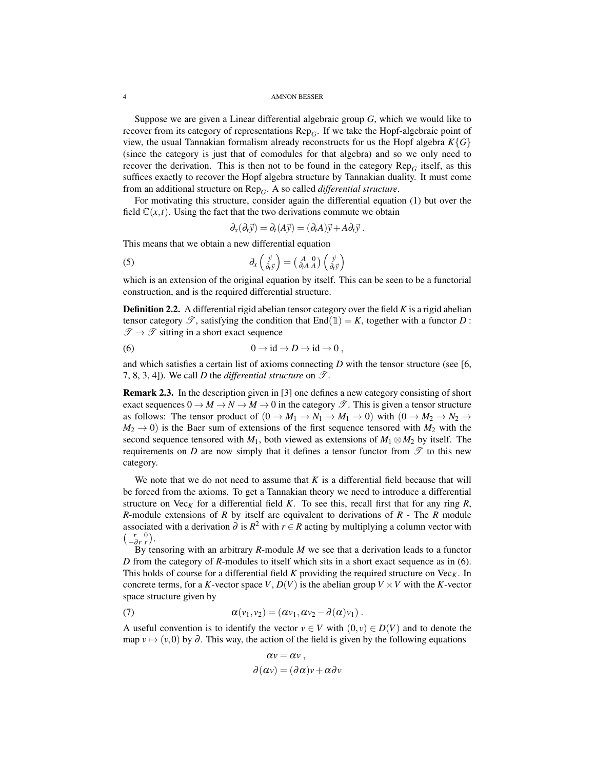Suppose we are given a Linear differential algebraic group $G$, which we would like to recover from its category of representations $\mathrm{Rep}_G$. If we take the Hopf-algebraic point of view, the usual Tannakian formalism already reconstructs for us the Hopf algebra $K\{G\}$ (since the category is just that of comodules for that algebra) and so we only need to recover the derivation. This is then not to be found in the category $\mathrm{Rep}_G$ itself, as this suffices exactly to recover the Hopf algebra structure by Tannakian duality. It must come from an additional structure on $\mathrm{Rep}_G$. A so called *differential structure*.

For motivating this structure, consider again the differential equation (1) but over the field $\mathbb{C}(x,t)$. Using the fact that the two derivations commute we obtain

$$\partial_x(\partial_t \vec{y}) = \partial_t(A\vec{y}) = (\partial_t A)\vec{y} + A\partial_t \vec{y} \,.$$

This means that we obtain a new differential equation

$$\partial_x \begin{pmatrix} \vec{y} \\ \partial_t \vec{y} \end{pmatrix} = \begin{pmatrix} A & 0 \\ \partial_t A & A \end{pmatrix} \begin{pmatrix} \vec{y} \\ \partial_t \vec{y} \end{pmatrix} \tag{5}$$

which is an extension of the original equation by itself. This can be seen to be a functorial construction, and is the required differential structure.

**Definition 2.2.** A differential rigid abelian tensor category over the field $K$ is a rigid abelian tensor category $\mathscr{T}$, satisfying the condition that $\mathrm{End}(\mathbb{1}) = K$, together with a functor $D : \mathscr{T} \to \mathscr{T}$ sitting in a short exact sequence

$$0 \to \mathrm{id} \to D \to \mathrm{id} \to 0 \,, \tag{6}$$

and which satisfies a certain list of axioms connecting $D$ with the tensor structure (see [6, 7, 8, 3, 4]). We call $D$ the *differential structure* on $\mathscr{T}$.

**Remark 2.3.** In the description given in [3] one defines a new category consisting of short exact sequences $0 \to M \to N \to M \to 0$ in the category $\mathscr{T}$. This is given a tensor structure as follows: The tensor product of $(0 \to M_1 \to N_1 \to M_1 \to 0)$ with $(0 \to M_2 \to N_2 \to M_2 \to 0)$ is the Baer sum of extensions of the first sequence tensored with $M_2$ with the second sequence tensored with $M_1$, both viewed as extensions of $M_1 \otimes M_2$ by itself. The requirements on $D$ are now simply that it defines a tensor functor from $\mathscr{T}$ to this new category.

We note that we do not need to assume that $K$ is a differential field because that will be forced from the axioms. To get a Tannakian theory we need to introduce a differential structure on $\mathrm{Vec}_K$ for a differential field $K$. To see this, recall first that for any ring $R$, $R$-module extensions of $R$ by itself are equivalent to derivations of $R$ - The $R$ module associated with a derivation $\partial$ is $R^2$ with $r \in R$ acting by multiplying a column vector with $\begin{pmatrix} r & 0 \\ -\partial r & r \end{pmatrix}$.

By tensoring with an arbitrary $R$-module $M$ we see that a derivation leads to a functor $D$ from the category of $R$-modules to itself which sits in a short exact sequence as in (6). This holds of course for a differential field $K$ providing the required structure on $\mathrm{Vec}_K$. In concrete terms, for a $K$-vector space $V$, $D(V)$ is the abelian group $V \times V$ with the $K$-vector space structure given by

$$\alpha(v_1, v_2) = (\alpha v_1, \alpha v_2 - \partial(\alpha) v_1) \,. \tag{7}$$

A useful convention is to identify the vector $v \in V$ with $(0, v) \in D(V)$ and to denote the map $v \mapsto (v, 0)$ by $\partial$. This way, the action of the field is given by the following equations

$$\alpha v = \alpha v \,,$$
$$\partial(\alpha v) = (\partial \alpha) v + \alpha \partial v$$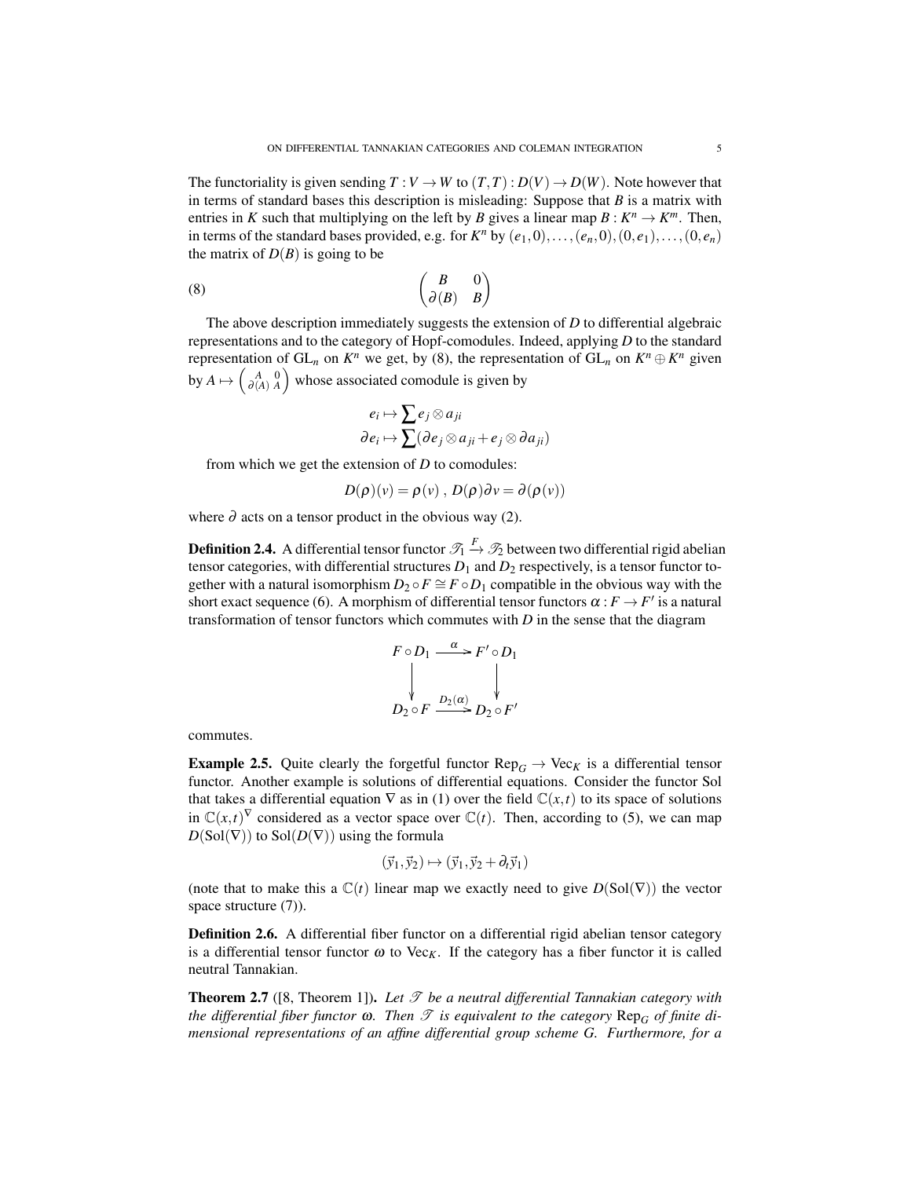The functoriality is given sending $T : V \to W$ to $(T,T) : D(V) \to D(W)$. Note however that in terms of standard bases this description is misleading: Suppose that $B$ is a matrix with entries in $K$ such that multiplying on the left by $B$ gives a linear map $B : K^n \to K^m$. Then, in terms of the standard bases provided, e.g. for $K^n$ by $(e_1,0),\dots,(e_n,0),(0,e_1),\dots,(0,e_n)$ the matrix of $D(B)$ is going to be

$$\begin{pmatrix} B & 0 \\ \partial(B) & B \end{pmatrix} \tag{8}$$

The above description immediately suggests the extension of $D$ to differential algebraic representations and to the category of Hopf-comodules. Indeed, applying $D$ to the standard representation of $\mathrm{GL}_n$ on $K^n$ we get, by (8), the representation of $\mathrm{GL}_n$ on $K^n \oplus K^n$ given by $A \mapsto \left(\begin{smallmatrix} A & 0 \\ \partial(A) & A \end{smallmatrix}\right)$ whose associated comodule is given by

$$\begin{aligned} e_i &\mapsto \sum e_j \otimes a_{ji} \\ \partial e_i &\mapsto \sum (\partial e_j \otimes a_{ji} + e_j \otimes \partial a_{ji}) \end{aligned}$$

from which we get the extension of $D$ to comodules:

$$D(\rho)(v) = \rho(v)\ ,\ D(\rho)\partial v = \partial(\rho(v))$$

where $\partial$ acts on a tensor product in the obvious way (2).

**Definition 2.4.** A differential tensor functor $\mathscr{T}_1 \xrightarrow{F} \mathscr{T}_2$ between two differential rigid abelian tensor categories, with differential structures $D_1$ and $D_2$ respectively, is a tensor functor together with a natural isomorphism $D_2 \circ F \cong F \circ D_1$ compatible in the obvious way with the short exact sequence (6). A morphism of differential tensor functors $\alpha : F \to F'$ is a natural transformation of tensor functors which commutes with $D$ in the sense that the diagram

$$\begin{array}{ccc} F \circ D_1 & \xrightarrow{\alpha} & F' \circ D_1 \\ \downarrow & & \downarrow \\ D_2 \circ F & \xrightarrow{D_2(\alpha)} & D_2 \circ F' \end{array}$$

commutes.

**Example 2.5.** Quite clearly the forgetful functor $\mathrm{Rep}_G \to \mathrm{Vec}_K$ is a differential tensor functor. Another example is solutions of differential equations. Consider the functor Sol that takes a differential equation $\nabla$ as in (1) over the field $\mathbb{C}(x,t)$ to its space of solutions in $\mathbb{C}(x,t)^\nabla$ considered as a vector space over $\mathbb{C}(t)$. Then, according to (5), we can map $D(\mathrm{Sol}(\nabla))$ to $\mathrm{Sol}(D(\nabla))$ using the formula

$$(\vec{y}_1, \vec{y}_2) \mapsto (\vec{y}_1, \vec{y}_2 + \partial_t \vec{y}_1)$$

(note that to make this a $\mathbb{C}(t)$ linear map we exactly need to give $D(\mathrm{Sol}(\nabla))$ the vector space structure (7)).

**Definition 2.6.** A differential fiber functor on a differential rigid abelian tensor category is a differential tensor functor $\omega$ to $\mathrm{Vec}_K$. If the category has a fiber functor it is called neutral Tannakian.

**Theorem 2.7** ([8, Theorem 1]). *Let $\mathscr{T}$ be a neutral differential Tannakian category with the differential fiber functor $\omega$. Then $\mathscr{T}$ is equivalent to the category $\mathrm{Rep}_G$ of finite dimensional representations of an affine differential group scheme $G$. Furthermore, for a*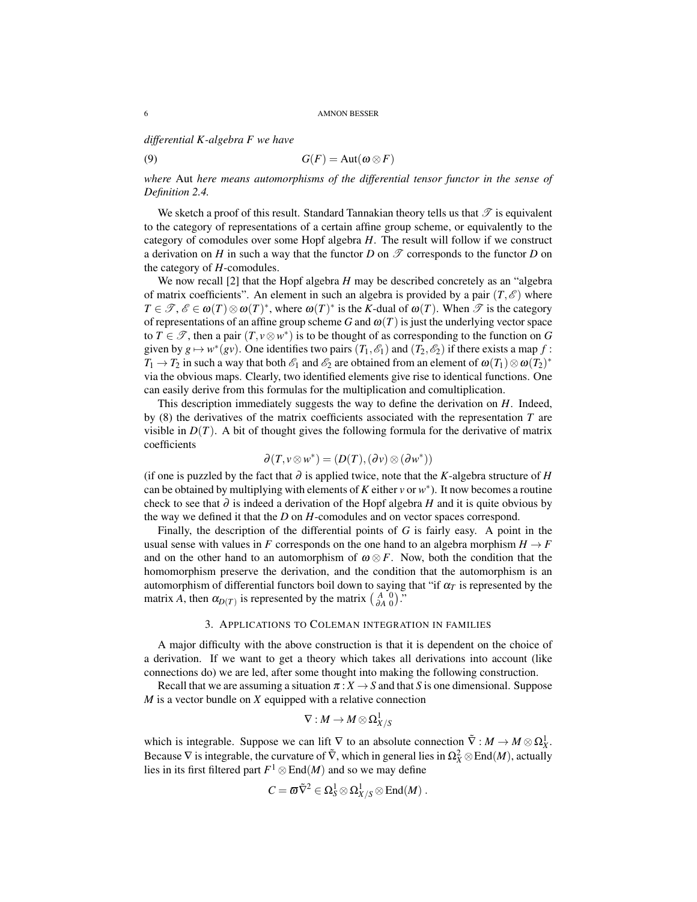*differential K-algebra F we have*

$$G(F) = \mathrm{Aut}(\omega \otimes F) \tag{9}$$

*where* Aut *here means automorphisms of the differential tensor functor in the sense of Definition 2.4.*

We sketch a proof of this result. Standard Tannakian theory tells us that $\mathscr{T}$ is equivalent to the category of representations of a certain affine group scheme, or equivalently to the category of comodules over some Hopf algebra $H$. The result will follow if we construct a derivation on $H$ in such a way that the functor $D$ on $\mathscr{T}$ corresponds to the functor $D$ on the category of $H$-comodules.

We now recall [2] that the Hopf algebra $H$ may be described concretely as an "algebra of matrix coefficients". An element in such an algebra is provided by a pair $(T, \mathscr{E})$ where $T \in \mathscr{T}$, $\mathscr{E} \in \omega(T) \otimes \omega(T)^*$, where $\omega(T)^*$ is the $K$-dual of $\omega(T)$. When $\mathscr{T}$ is the category of representations of an affine group scheme $G$ and $\omega(T)$ is just the underlying vector space to $T \in \mathscr{T}$, then a pair $(T, v \otimes w^*)$ is to be thought of as corresponding to the function on $G$ given by $g \mapsto w^*(gv)$. One identifies two pairs $(T_1, \mathscr{E}_1)$ and $(T_2, \mathscr{E}_2)$ if there exists a map $f : T_1 \to T_2$ in such a way that both $\mathscr{E}_1$ and $\mathscr{E}_2$ are obtained from an element of $\omega(T_1) \otimes \omega(T_2)^*$ via the obvious maps. Clearly, two identified elements give rise to identical functions. One can easily derive from this formulas for the multiplication and comultiplication.

This description immediately suggests the way to define the derivation on $H$. Indeed, by (8) the derivatives of the matrix coefficients associated with the representation $T$ are visible in $D(T)$. A bit of thought gives the following formula for the derivative of matrix coefficients

$$\partial(T, v \otimes w^*) = (D(T), (\partial v) \otimes (\partial w^*))$$

(if one is puzzled by the fact that $\partial$ is applied twice, note that the $K$-algebra structure of $H$ can be obtained by multiplying with elements of $K$ either $v$ or $w^*$). It now becomes a routine check to see that $\partial$ is indeed a derivation of the Hopf algebra $H$ and it is quite obvious by the way we defined it that the $D$ on $H$-comodules and on vector spaces correspond.

Finally, the description of the differential points of $G$ is fairly easy. A point in the usual sense with values in $F$ corresponds on the one hand to an algebra morphism $H \to F$ and on the other hand to an automorphism of $\omega \otimes F$. Now, both the condition that the homomorphism preserve the derivation, and the condition that the automorphism is an automorphism of differential functors boil down to saying that "if $\alpha_T$ is represented by the matrix $A$, then $\alpha_{D(T)}$ is represented by the matrix $\left(\begin{smallmatrix} A & 0 \\ \partial A & 0 \end{smallmatrix}\right)$."

## 3. Applications to Coleman integration in families

A major difficulty with the above construction is that it is dependent on the choice of a derivation. If we want to get a theory which takes all derivations into account (like connections do) we are led, after some thought into making the following construction.

Recall that we are assuming a situation $\pi : X \to S$ and that $S$ is one dimensional. Suppose $M$ is a vector bundle on $X$ equipped with a relative connection

$$\nabla : M \to M \otimes \Omega^1_{X/S}$$

which is integrable. Suppose we can lift $\nabla$ to an absolute connection $\tilde{\nabla} : M \to M \otimes \Omega^1_X$. Because $\nabla$ is integrable, the curvature of $\tilde{\nabla}$, which in general lies in $\Omega^2_X \otimes \mathrm{End}(M)$, actually lies in its first filtered part $F^1 \otimes \mathrm{End}(M)$ and so we may define

$$C = \varpi \tilde{\nabla}^2 \in \Omega^1_S \otimes \Omega^1_{X/S} \otimes \mathrm{End}(M) .$$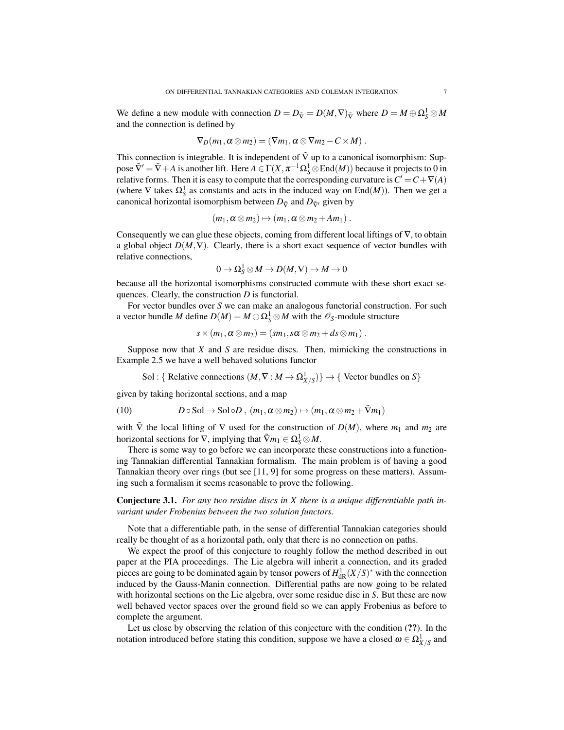We define a new module with connection $D = D_{\tilde{\nabla}} = D(M,\nabla)_{\tilde{\nabla}}$ where $D = M \oplus \Omega_S^1 \otimes M$ and the connection is defined by

$$\nabla_D(m_1, \alpha \otimes m_2) = (\nabla m_1, \alpha \otimes \nabla m_2 - C \times M) \ .$$

This connection is integrable. It is independent of $\tilde{\nabla}$ up to a canonical isomorphism: Suppose $\tilde{\nabla}' = \tilde{\nabla} + A$ is another lift. Here $A \in \Gamma(X, \pi^{-1}\Omega_S^1 \otimes \mathrm{End}(M))$ because it projects to 0 in relative forms. Then it is easy to compute that the corresponding curvature is $C' = C + \nabla(A)$ (where $\nabla$ takes $\Omega_S^1$ as constants and acts in the induced way on $\mathrm{End}(M)$). Then we get a canonical horizontal isomorphism between $D_{\tilde{\nabla}}$ and $D_{\tilde{\nabla}'}$ given by

$$(m_1, \alpha \otimes m_2) \mapsto (m_1, \alpha \otimes m_2 + A m_1) \ .$$

Consequently we can glue these objects, coming from different local liftings of $\nabla$, to obtain a global object $D(M,\nabla)$. Clearly, there is a short exact sequence of vector bundles with relative connections,

$$0 \to \Omega_S^1 \otimes M \to D(M,\nabla) \to M \to 0$$

because all the horizontal isomorphisms constructed commute with these short exact sequences. Clearly, the construction $D$ is functorial.

For vector bundles over $S$ we can make an analogous functorial construction. For such a vector bundle $M$ define $D(M) = M \oplus \Omega_S^1 \otimes M$ with the $\mathscr{O}_S$-module structure

$$s \times (m_1, \alpha \otimes m_2) = (s m_1, s\alpha \otimes m_2 + ds \otimes m_1) \ .$$

Suppose now that $X$ and $S$ are residue discs. Then, mimicking the constructions in Example 2.5 we have a well behaved solutions functor

$$\mathrm{Sol} : \{ \text{ Relative connections } (M, \nabla : M \to \Omega_{X/S}^1) \} \to \{ \text{ Vector bundles on } S \}$$

given by taking horizontal sections, and a map

$$D \circ \mathrm{Sol} \to \mathrm{Sol} \circ D \ , \ (m_1, \alpha \otimes m_2) \mapsto (m_1, \alpha \otimes m_2 + \tilde{\nabla} m_1) \tag{10}$$

with $\tilde{\nabla}$ the local lifting of $\nabla$ used for the construction of $D(M)$, where $m_1$ and $m_2$ are horizontal sections for $\nabla$, implying that $\tilde{\nabla} m_1 \in \Omega_S^1 \otimes M$.

There is some way to go before we can incorporate these constructions into a functioning Tannakian differential Tannakian formalism. The main problem is of having a good Tannakian theory over rings (but see [11, 9] for some progress on these matters). Assuming such a formalism it seems reasonable to prove the following.

**Conjecture 3.1.** *For any two residue discs in X there is a unique differentiable path invariant under Frobenius between the two solution functors.*

Note that a differentiable path, in the sense of differential Tannakian categories should really be thought of as a horizontal path, only that there is no connection on paths.

We expect the proof of this conjecture to roughly follow the method described in out paper at the PIA proceedings. The Lie algebra will inherit a connection, and its graded pieces are going to be dominated again by tensor powers of $H_{\mathrm{dR}}^1(X/S)^*$ with the connection induced by the Gauss-Manin connection. Differential paths are now going to be related with horizontal sections on the Lie algebra, over some residue disc in $S$. But these are now well behaved vector spaces over the ground field so we can apply Frobenius as before to complete the argument.

Let us close by observing the relation of this conjecture with the condition (**??**). In the notation introduced before stating this condition, suppose we have a closed $\omega \in \Omega_{X/S}^1$ and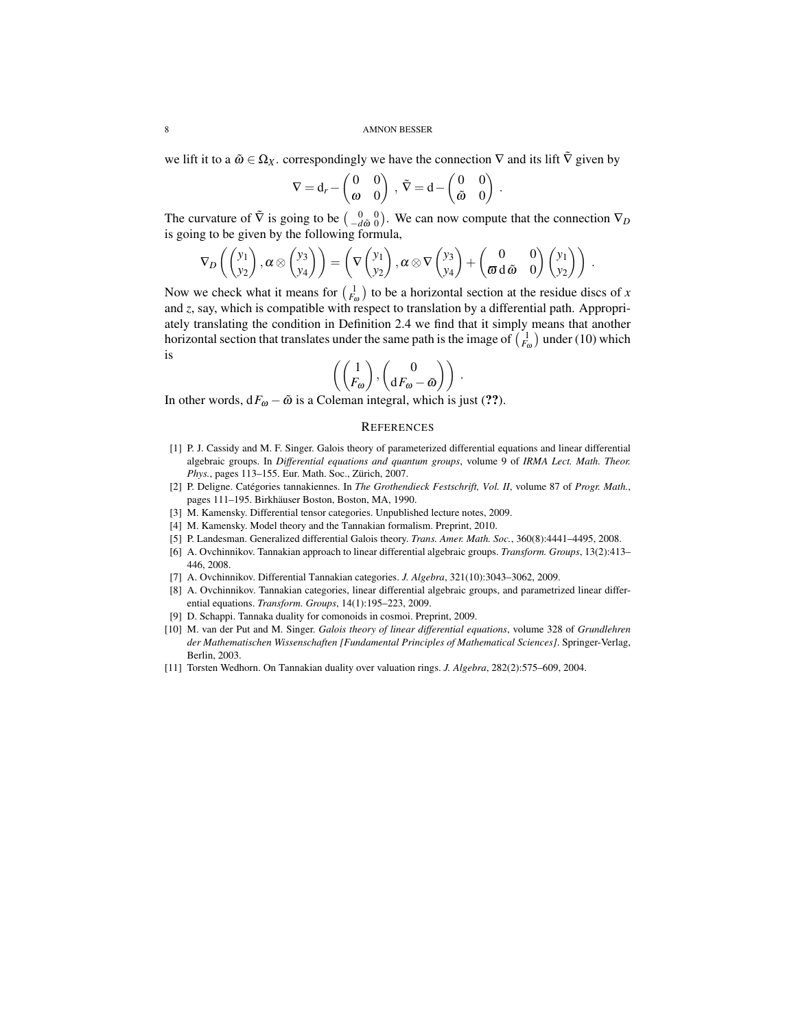we lift it to a $\tilde{\omega} \in \Omega_X$. correspondingly we have the connection $\nabla$ and its lift $\tilde{\nabla}$ given by

$$\nabla = \mathrm{d}_r - \begin{pmatrix} 0 & 0 \\ \omega & 0 \end{pmatrix} \;,\; \tilde{\nabla} = \mathrm{d} - \begin{pmatrix} 0 & 0 \\ \tilde{\omega} & 0 \end{pmatrix} \;.$$

The curvature of $\tilde{\nabla}$ is going to be $\left(\begin{smallmatrix} 0 & 0 \\ -d\tilde{\omega} & 0 \end{smallmatrix}\right)$. We can now compute that the connection $\nabla_D$ is going to be given by the following formula,

$$\nabla_D\left( \begin{pmatrix} y_1 \\ y_2 \end{pmatrix}, \alpha \otimes \begin{pmatrix} y_3 \\ y_4 \end{pmatrix} \right) = \left( \nabla \begin{pmatrix} y_1 \\ y_2 \end{pmatrix}, \alpha \otimes \nabla \begin{pmatrix} y_3 \\ y_4 \end{pmatrix} + \begin{pmatrix} 0 & 0 \\ \varpi \,\mathrm{d}\,\tilde{\omega} & 0 \end{pmatrix} \begin{pmatrix} y_1 \\ y_2 \end{pmatrix} \right) \;.$$

Now we check what it means for $\left(\begin{smallmatrix} 1 \\ F_\omega \end{smallmatrix}\right)$ to be a horizontal section at the residue discs of $x$ and $z$, say, which is compatible with respect to translation by a differential path. Appropriately translating the condition in Definition 2.4 we find that it simply means that another horizontal section that translates under the same path is the image of $\left(\begin{smallmatrix} 1 \\ F_\omega \end{smallmatrix}\right)$ under (10) which is

$$\left( \begin{pmatrix} 1 \\ F_\omega \end{pmatrix}, \begin{pmatrix} 0 \\ \mathrm{d}\,F_\omega - \tilde{\omega} \end{pmatrix} \right) \;.$$

In other words, $\mathrm{d}\,F_\omega - \tilde{\omega}$ is a Coleman integral, which is just (**??**).

## References

[1] P. J. Cassidy and M. F. Singer. Galois theory of parameterized differential equations and linear differential algebraic groups. In *Differential equations and quantum groups*, volume 9 of *IRMA Lect. Math. Theor. Phys.*, pages 113–155. Eur. Math. Soc., Zürich, 2007.

[2] P. Deligne. Catégories tannakiennes. In *The Grothendieck Festschrift, Vol. II*, volume 87 of *Progr. Math.*, pages 111–195. Birkhäuser Boston, Boston, MA, 1990.

[3] M. Kamensky. Differential tensor categories. Unpublished lecture notes, 2009.

[4] M. Kamensky. Model theory and the Tannakian formalism. Preprint, 2010.

[5] P. Landesman. Generalized differential Galois theory. *Trans. Amer. Math. Soc.*, 360(8):4441–4495, 2008.

[6] A. Ovchinnikov. Tannakian approach to linear differential algebraic groups. *Transform. Groups*, 13(2):413–446, 2008.

[7] A. Ovchinnikov. Differential Tannakian categories. *J. Algebra*, 321(10):3043–3062, 2009.

[8] A. Ovchinnikov. Tannakian categories, linear differential algebraic groups, and parametrized linear differential equations. *Transform. Groups*, 14(1):195–223, 2009.

[9] D. Schappi. Tannaka duality for comonoids in cosmoi. Preprint, 2009.

[10] M. van der Put and M. Singer. *Galois theory of linear differential equations*, volume 328 of *Grundlehren der Mathematischen Wissenschaften [Fundamental Principles of Mathematical Sciences]*. Springer-Verlag, Berlin, 2003.

[11] Torsten Wedhorn. On Tannakian duality over valuation rings. *J. Algebra*, 282(2):575–609, 2004.